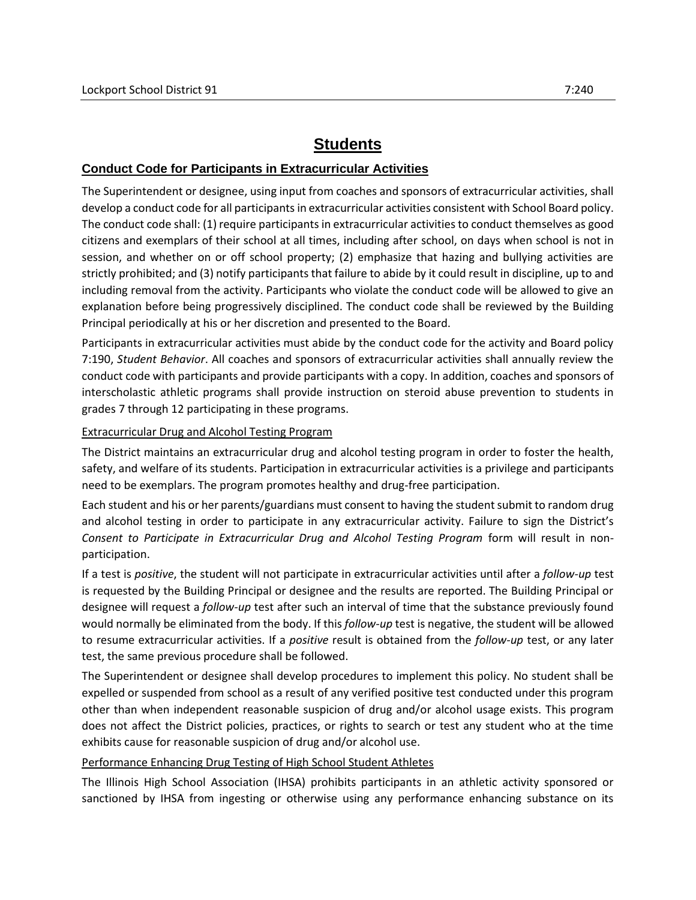# Students

## Conduct Code for Participants in Extracurricular Activities

The Superintendent or designee, using input from coaches and sponsors of extracurricular activities, shall develop a conduct code for all participants in extracurricular activities consistent with School Board policy. The conduct code shall: (1) require participants in extracurricular activities to conduct themselves as good citizens and exemplars of their school at all times, including after school, on days when school is not in session, and whether on or off school property; (2) emphasize that hazing and bullying activities are strictly prohibited; and (3) notify participants that failure to abide by it could result in discipline, up to and including removal from the activity. Participants who violate the conduct code will be allowed to give an explanation before being progressively disciplined. The conduct code shall be reviewed by the Building Principal periodically at his or her discretion and presented to the Board.

Participants in extracurricular activities must abide by the conduct code for the activity and Board policy 7:190, *Student Behavior*. All coaches and sponsors of extracurricular activities shall annually review the conduct code with participants and provide participants with a copy. In addition, coaches and sponsors of interscholastic athletic programs shall provide instruction on steroid abuse prevention to students in grades 7 through 12 participating in these programs.

### Extracurricular Drug and Alcohol Testing Program

The District maintains an extracurricular drug and alcohol testing program in order to foster the health, safety, and welfare of its students. Participation in extracurricular activities is a privilege and participants need to be exemplars. The program promotes healthy and drug-free participation.

Each student and his or her parents/guardians must consent to having the student submit to random drug and alcohol testing in order to participate in any extracurricular activity. Failure to sign the District's *Consent to Participate in Extracurricular Drug and Alcohol Testing Program* form will result in non-participation.

If a test is *positive*, the student will not participate in extracurricular activities until after a *follow-up* test is requested by the Building Principal or designee and the results are reported. The Building Principal or designee will request a *follow-up* test after such an interval of time that the substance previously found would normally be eliminated from the body. If this *follow-up* test is negative, the student will be allowed to resume extracurricular activities. If a *positive* result is obtained from the *follow-up* test, or any later test, the same previous procedure shall be followed.

The Superintendent or designee shall develop procedures to implement this policy. No student shall be expelled or suspended from school as a result of any verified positive test conducted under this program other than when independent reasonable suspicion of drug and/or alcohol usage exists. This program does not affect the District policies, practices, or rights to search or test any student who at the time exhibits cause for reasonable suspicion of drug and/or alcohol use.

### Performance Enhancing Drug Testing of High School Student Athletes

The Illinois High School Association (IHSA) prohibits participants in an athletic activity sponsored or sanctioned by IHSA from ingesting or otherwise using any performance enhancing substance on its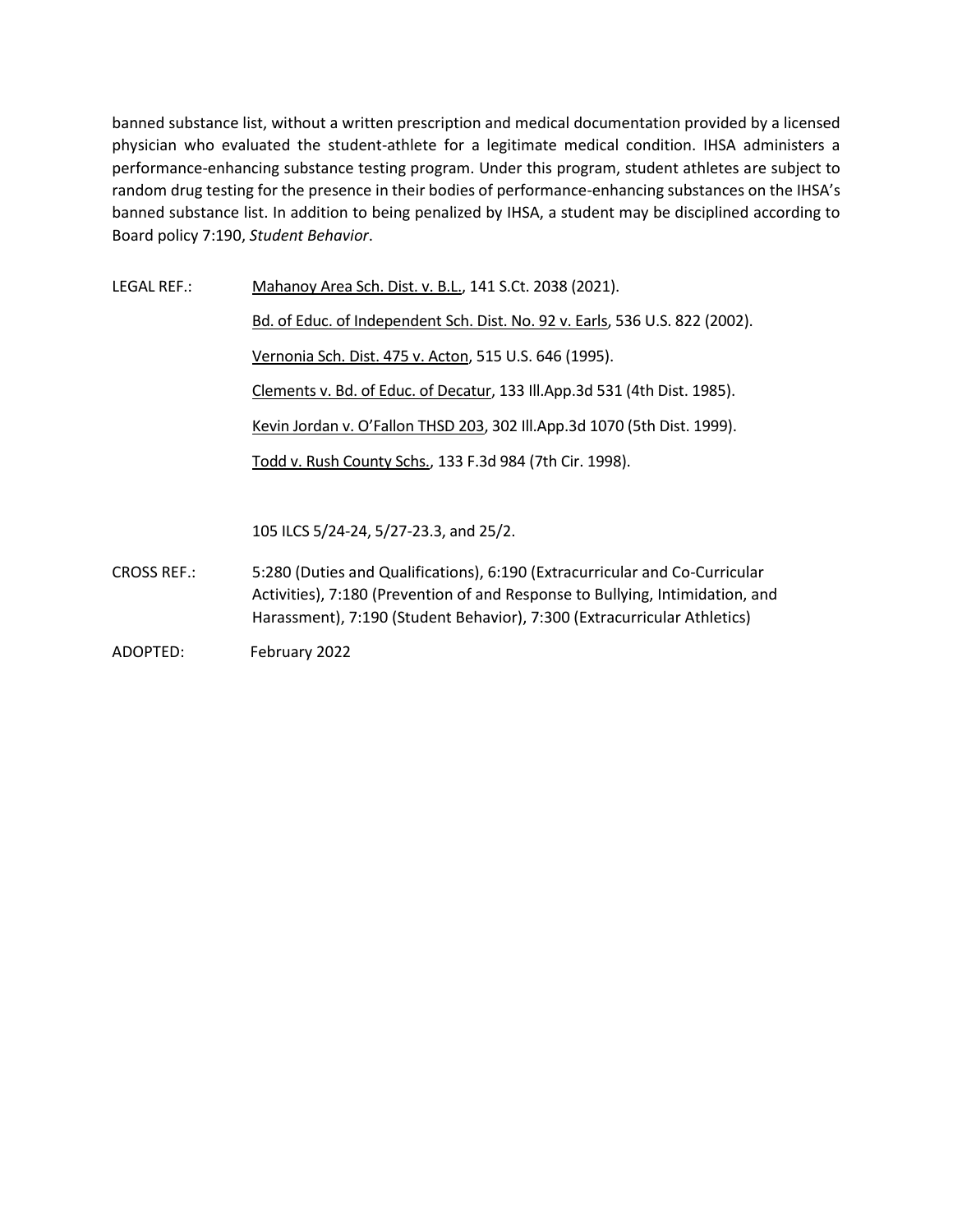banned substance list, without a written prescription and medical documentation provided by a licensed physician who evaluated the student-athlete for a legitimate medical condition. IHSA administers a performance-enhancing substance testing program. Under this program, student athletes are subject to random drug testing for the presence in their bodies of performance-enhancing substances on the IHSA's banned substance list. In addition to being penalized by IHSA, a student may be disciplined according to Board policy 7:190, *Student Behavior*.

LEGAL REF.: Mahanoy Area Sch. Dist. v. B.L., 141 S.Ct. 2038 (2021).

Bd. of Educ. of Independent Sch. Dist. No. 92 v. Earls, 536 U.S. 822 (2002).

Vernonia Sch. Dist. 475 v. Acton, 515 U.S. 646 (1995).

Clements v. Bd. of Educ. of Decatur, 133 Ill.App.3d 531 (4th Dist. 1985).

Kevin Jordan v. O'Fallon THSD 203, 302 Ill.App.3d 1070 (5th Dist. 1999).

Todd v. Rush County Schs., 133 F.3d 984 (7th Cir. 1998).

105 ILCS 5/24-24, 5/27-23.3, and 25/2.

CROSS REF.: 5:280 (Duties and Qualifications), 6:190 (Extracurricular and Co-Curricular Activities), 7:180 (Prevention of and Response to Bullying, Intimidation, and Harassment), 7:190 (Student Behavior), 7:300 (Extracurricular Athletics)

ADOPTED: February 2022